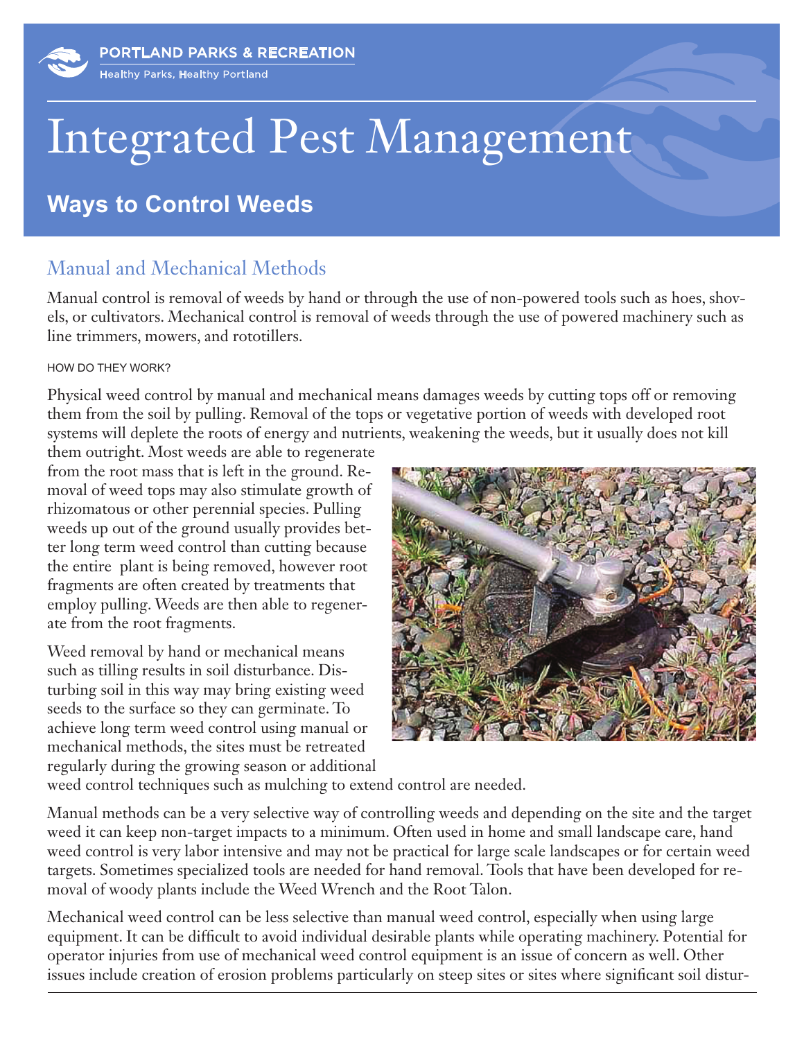PORTLAND PARKS & RECREATION

Healthy Parks, Healthy Portland

# Integrated Pest Management

## Ways to Control Weeds

### Manual and Mechanical Methods

Manual control is removal of weeds by hand or through the use of non-powered tools such as hoes, shovels, or cultivators. Mechanical control is removal of weeds through the use of powered machinery such as line trimmers, mowers, and rototillers.

HOW DO THEY WORK?

Physical weed control by manual and mechanical means damages weeds by cutting tops off or removing them from the soil by pulling. Removal of the tops or vegetative portion of weeds with developed root systems will deplete the roots of energy and nutrients, weakening the weeds, but it usually does not kill them outright. Most weeds are able to regenerate from the root mass that is left in the ground. Removal of weed tops may also stimulate growth of rhizomatous or other perennial species. Pulling weeds up out of the ground usually provides better long term weed control than cutting because the entire plant is being removed, however root fragments are often created by treatments that employ pulling. Weeds are then able to regenerate from the root fragments.

Weed removal by hand or mechanical means such as tilling results in soil disturbance. Disturbing soil in this way may bring existing weed seeds to the surface so they can germinate. To achieve long term weed control using manual or mechanical methods, the sites must be retreated regularly during the growing season or additional weed control techniques such as mulching to extend control are needed.

Manual methods can be a very selective way of controlling weeds and depending on the site and the target weed it can keep non-target impacts to a minimum. Often used in home and small landscape care, hand weed control is very labor intensive and may not be practical for large scale landscapes or for certain weed targets. Sometimes specialized tools are needed for hand removal. Tools that have been developed for removal of woody plants include the Weed Wrench and the Root Talon.

Mechanical weed control can be less selective than manual weed control, especially when using large equipment. It can be difficult to avoid individual desirable plants while operating machinery. Potential for operator injuries from use of mechanical weed control equipment is an issue of concern as well. Other issues include creation of erosion problems particularly on steep sites or sites where significant soil distur-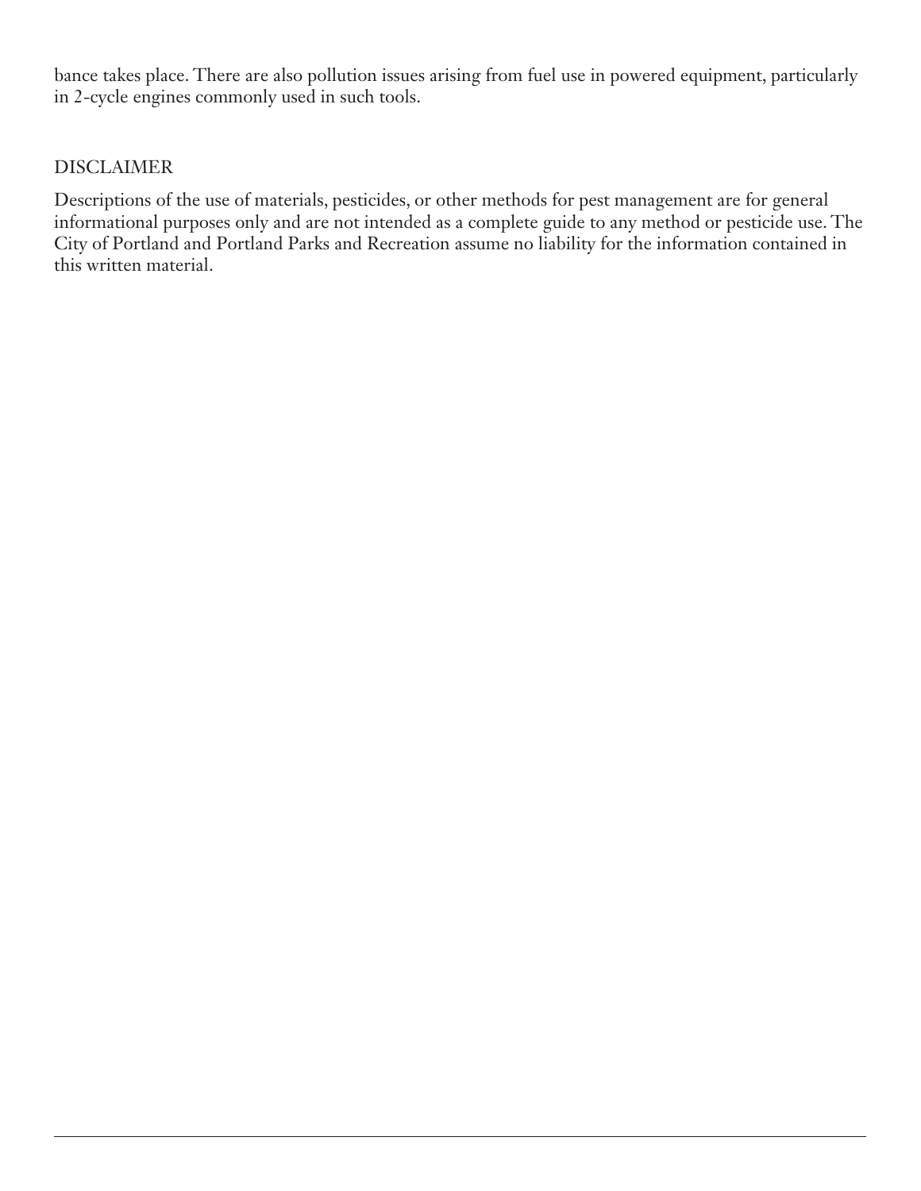bance takes place. There are also pollution issues arising from fuel use in powered equipment, particularly in 2-cycle engines commonly used in such tools.

## DISCLAIMER

Descriptions of the use of materials, pesticides, or other methods for pest management are for general informational purposes only and are not intended as a complete guide to any method or pesticide use. The City of Portland and Portland Parks and Recreation assume no liability for the information contained in this written material.